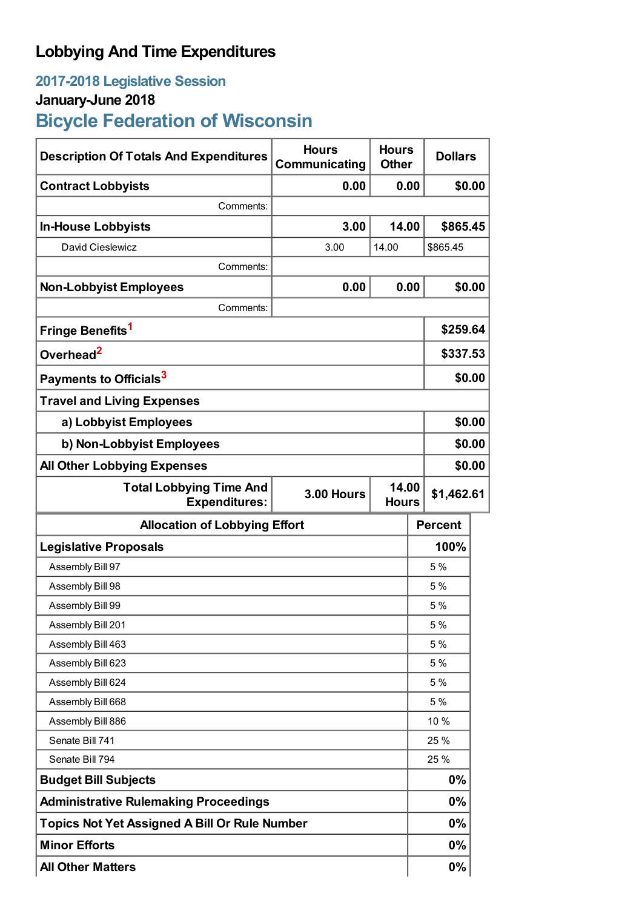# Lobbying And Time Expenditures

## 2017-2018 Legislative Session

### January-June 2018

## Bicycle Federation of Wisconsin

| Description Of Totals And Expenditures | Hours Communicating | Hours Other | Dollars |
|---|---|---|---|
| **Contract Lobbyists** | **0.00** | **0.00** | **$0.00** |
| Comments: | | | |
| **In-House Lobbyists** | **3.00** | **14.00** | **$865.45** |
| David Cieslewicz | 3.00 | 14.00 | $865.45 |
| Comments: | | | |
| **Non-Lobbyist Employees** | **0.00** | **0.00** | **$0.00** |
| Comments: | | | |
| **Fringe Benefits**[1] | | | **$259.64** |
| **Overhead**[2] | | | **$337.53** |
| **Payments to Officials**[3] | | | **$0.00** |
| **Travel and Living Expenses** | | | |
| **a) Lobbyist Employees** | | | **$0.00** |
| **b) Non-Lobbyist Employees** | | | **$0.00** |
| **All Other Lobbying Expenses** | | | **$0.00** |
| **Total Lobbying Time And Expenditures:** | **3.00 Hours** | **14.00 Hours** | **$1,462.61** |

| Allocation of Lobbying Effort | Percent |
|---|---|
| **Legislative Proposals** | **100%** |
| Assembly Bill 97 | 5 % |
| Assembly Bill 98 | 5 % |
| Assembly Bill 99 | 5 % |
| Assembly Bill 201 | 5 % |
| Assembly Bill 463 | 5 % |
| Assembly Bill 623 | 5 % |
| Assembly Bill 624 | 5 % |
| Assembly Bill 668 | 5 % |
| Assembly Bill 886 | 10 % |
| Senate Bill 741 | 25 % |
| Senate Bill 794 | 25 % |
| **Budget Bill Subjects** | **0%** |
| **Administrative Rulemaking Proceedings** | **0%** |
| **Topics Not Yet Assigned A Bill Or Rule Number** | **0%** |
| **Minor Efforts** | **0%** |
| **All Other Matters** | **0%** |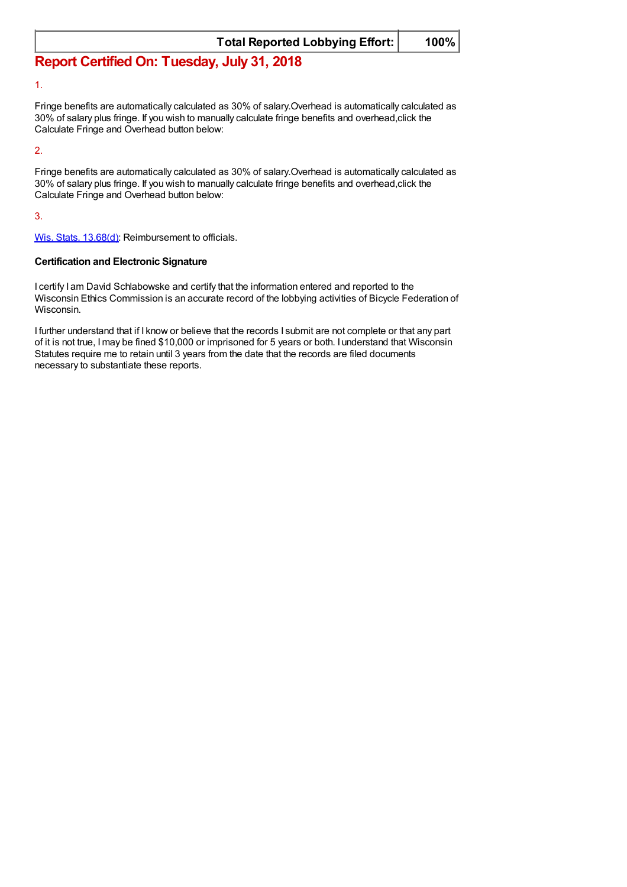| | |
|---|---|
| **Total Reported Lobbying Effort:** | **100%** |

## Report Certified On: Tuesday, July 31, 2018

1.

Fringe benefits are automatically calculated as 30% of salary.Overhead is automatically calculated as 30% of salary plus fringe. If you wish to manually calculate fringe benefits and overhead,click the Calculate Fringe and Overhead button below:

2.

Fringe benefits are automatically calculated as 30% of salary.Overhead is automatically calculated as 30% of salary plus fringe. If you wish to manually calculate fringe benefits and overhead,click the Calculate Fringe and Overhead button below:

3.

Wis. Stats. 13.68(d): Reimbursement to officials.

**Certification and Electronic Signature**

I certify I am David Schlabowske and certify that the information entered and reported to the Wisconsin Ethics Commission is an accurate record of the lobbying activities of Bicycle Federation of Wisconsin.

I further understand that if I know or believe that the records I submit are not complete or that any part of it is not true, I may be fined $10,000 or imprisoned for 5 years or both. I understand that Wisconsin Statutes require me to retain until 3 years from the date that the records are filed documents necessary to substantiate these reports.